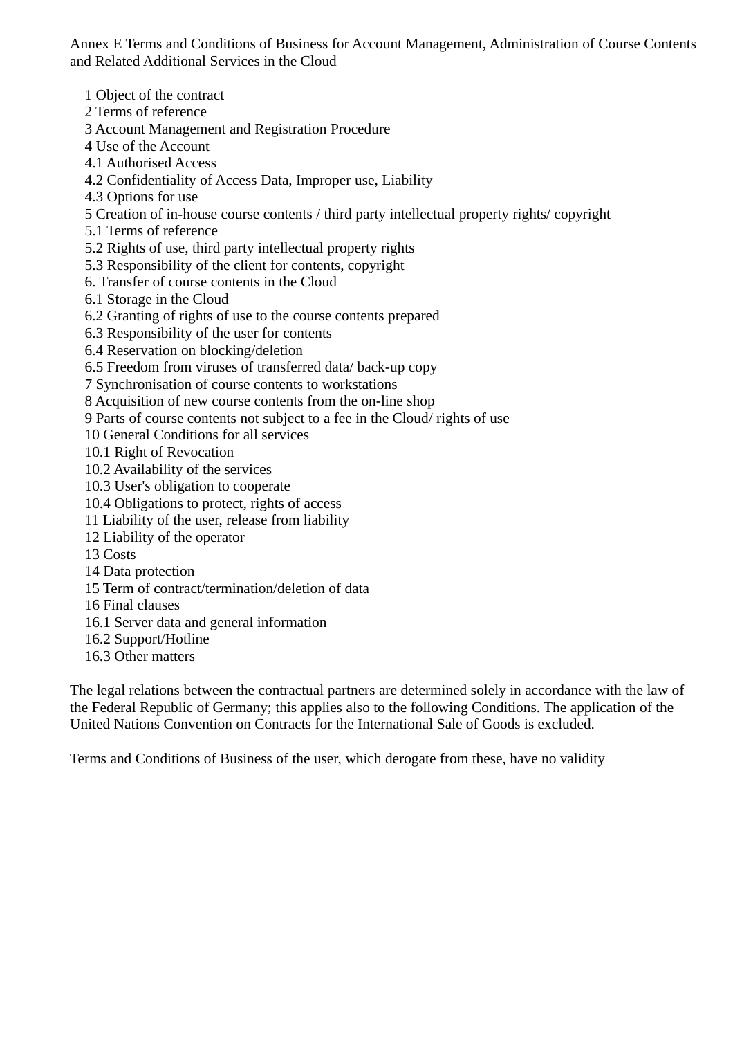Annex E Terms and Conditions of Business for Account Management, Administration of Course Contents and Related Additional Services in the Cloud

- 1 Object of the contract
- 2 Terms of reference
- 3 Account Management and Registration Procedure
- 4 Use of the Account
- 4.1 Authorised Access
- 4.2 Confidentiality of Access Data, Improper use, Liability
- 4.3 Options for use
- 5 Creation of in-house course contents / third party intellectual property rights/ copyright
- 5.1 Terms of reference
- 5.2 Rights of use, third party intellectual property rights
- 5.3 Responsibility of the client for contents, copyright
- 6. Transfer of course contents in the Cloud
- 6.1 Storage in the Cloud
- 6.2 Granting of rights of use to the course contents prepared
- 6.3 Responsibility of the user for contents
- 6.4 Reservation on blocking/deletion
- 6.5 Freedom from viruses of transferred data/ back-up copy
- 7 Synchronisation of course contents to workstations
- 8 Acquisition of new course contents from the on-line shop
- 9 Parts of course contents not subject to a fee in the Cloud/ rights of use
- 10 General Conditions for all services
- 10.1 Right of Revocation
- 10.2 Availability of the services
- 10.3 User's obligation to cooperate
- 10.4 Obligations to protect, rights of access
- 11 Liability of the user, release from liability
- 12 Liability of the operator
- 13 Costs
- 14 Data protection
- 15 Term of contract/termination/deletion of data
- 16 Final clauses
- 16.1 Server data and general information
- 16.2 Support/Hotline
- 16.3 Other matters

The legal relations between the contractual partners are determined solely in accordance with the law of the Federal Republic of Germany; this applies also to the following Conditions. The application of the United Nations Convention on Contracts for the International Sale of Goods is excluded.

Terms and Conditions of Business of the user, which derogate from these, have no validity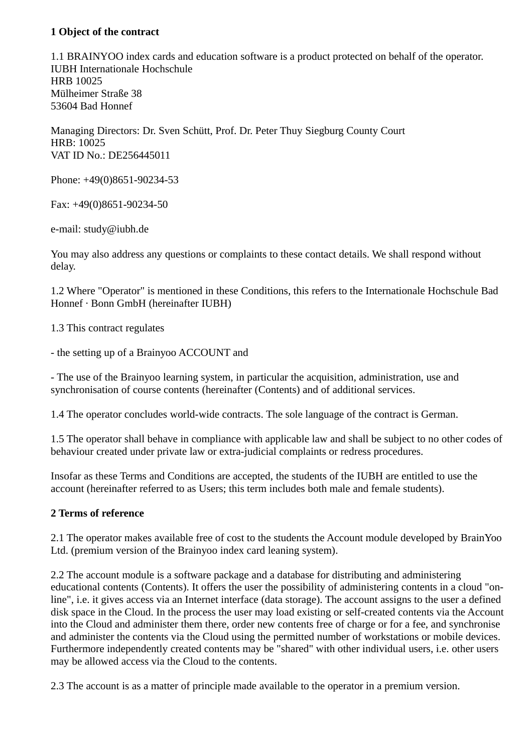**1 Object of the contract**

1.1 BRAINYOO index cards and education software is a product protected on behalf of the operator.
IUBH Internationale Hochschule
HRB 10025
Mülheimer Straße 38
53604 Bad Honnef

Managing Directors: Dr. Sven Schütt, Prof. Dr. Peter Thuy Siegburg County Court
HRB: 10025
VAT ID No.: DE256445011

Phone: +49(0)8651-90234-53

Fax: +49(0)8651-90234-50

e-mail: study@iubh.de

You may also address any questions or complaints to these contact details. We shall respond without delay.

1.2 Where "Operator" is mentioned in these Conditions, this refers to the Internationale Hochschule Bad Honnef · Bonn GmbH (hereinafter IUBH)

1.3 This contract regulates

- the setting up of a Brainyoo ACCOUNT and

- The use of the Brainyoo learning system, in particular the acquisition, administration, use and synchronisation of course contents (hereinafter (Contents) and of additional services.

1.4 The operator concludes world-wide contracts. The sole language of the contract is German.

1.5 The operator shall behave in compliance with applicable law and shall be subject to no other codes of behaviour created under private law or extra-judicial complaints or redress procedures.

Insofar as these Terms and Conditions are accepted, the students of the IUBH are entitled to use the account (hereinafter referred to as Users; this term includes both male and female students).

**2 Terms of reference**

2.1 The operator makes available free of cost to the students the Account module developed by BrainYoo Ltd. (premium version of the Brainyoo index card leaning system).

2.2 The account module is a software package and a database for distributing and administering educational contents (Contents). It offers the user the possibility of administering contents in a cloud "on-line", i.e. it gives access via an Internet interface (data storage). The account assigns to the user a defined disk space in the Cloud. In the process the user may load existing or self-created contents via the Account into the Cloud and administer them there, order new contents free of charge or for a fee, and synchronise and administer the contents via the Cloud using the permitted number of workstations or mobile devices. Furthermore independently created contents may be "shared" with other individual users, i.e. other users may be allowed access via the Cloud to the contents.

2.3 The account is as a matter of principle made available to the operator in a premium version.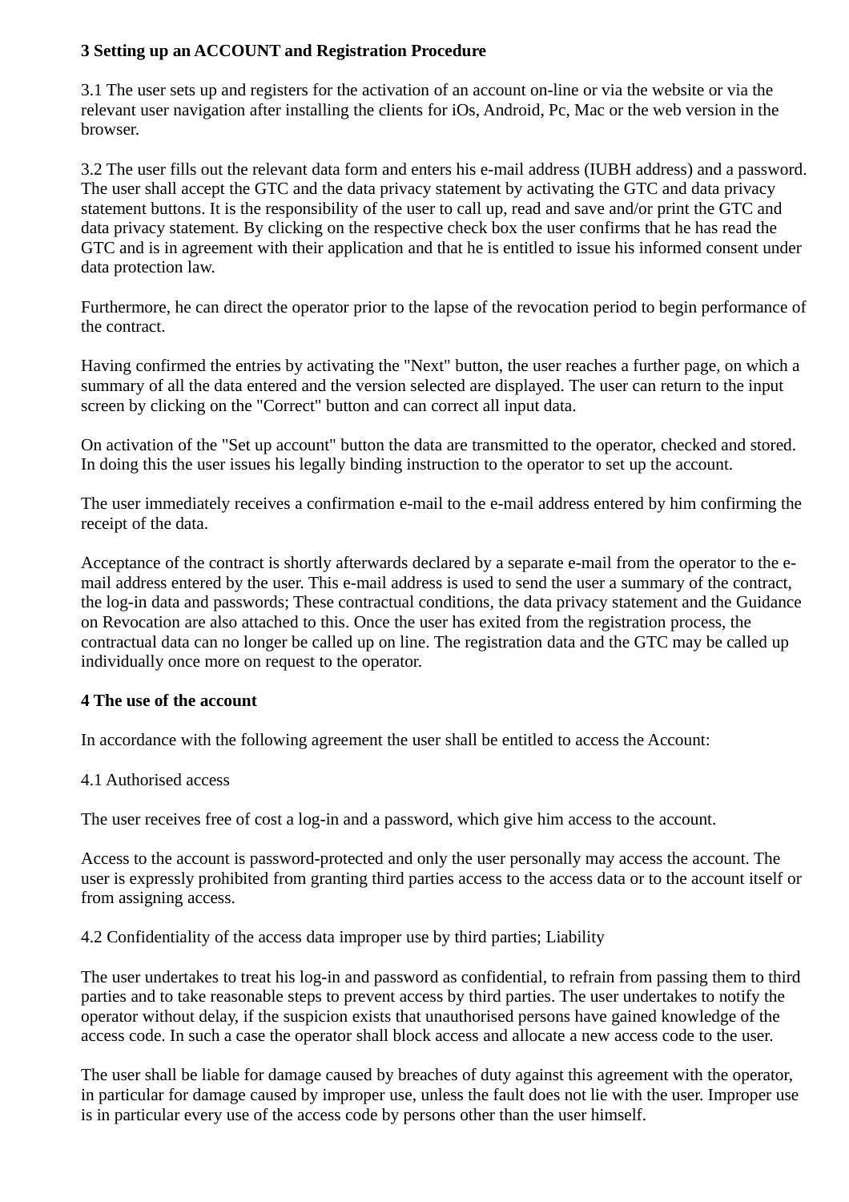**3 Setting up an ACCOUNT and Registration Procedure**

3.1 The user sets up and registers for the activation of an account on-line or via the website or via the relevant user navigation after installing the clients for iOs, Android, Pc, Mac or the web version in the browser.

3.2 The user fills out the relevant data form and enters his e-mail address (IUBH address) and a password. The user shall accept the GTC and the data privacy statement by activating the GTC and data privacy statement buttons. It is the responsibility of the user to call up, read and save and/or print the GTC and data privacy statement. By clicking on the respective check box the user confirms that he has read the GTC and is in agreement with their application and that he is entitled to issue his informed consent under data protection law.

Furthermore, he can direct the operator prior to the lapse of the revocation period to begin performance of the contract.

Having confirmed the entries by activating the "Next" button, the user reaches a further page, on which a summary of all the data entered and the version selected are displayed. The user can return to the input screen by clicking on the "Correct" button and can correct all input data.

On activation of the "Set up account" button the data are transmitted to the operator, checked and stored. In doing this the user issues his legally binding instruction to the operator to set up the account.

The user immediately receives a confirmation e-mail to the e-mail address entered by him confirming the receipt of the data.

Acceptance of the contract is shortly afterwards declared by a separate e-mail from the operator to the e-mail address entered by the user. This e-mail address is used to send the user a summary of the contract, the log-in data and passwords; These contractual conditions, the data privacy statement and the Guidance on Revocation are also attached to this. Once the user has exited from the registration process, the contractual data can no longer be called up on line. The registration data and the GTC may be called up individually once more on request to the operator.

**4 The use of the account**

In accordance with the following agreement the user shall be entitled to access the Account:

4.1 Authorised access

The user receives free of cost a log-in and a password, which give him access to the account.

Access to the account is password-protected and only the user personally may access the account. The user is expressly prohibited from granting third parties access to the access data or to the account itself or from assigning access.

4.2 Confidentiality of the access data improper use by third parties; Liability

The user undertakes to treat his log-in and password as confidential, to refrain from passing them to third parties and to take reasonable steps to prevent access by third parties. The user undertakes to notify the operator without delay, if the suspicion exists that unauthorised persons have gained knowledge of the access code. In such a case the operator shall block access and allocate a new access code to the user.

The user shall be liable for damage caused by breaches of duty against this agreement with the operator, in particular for damage caused by improper use, unless the fault does not lie with the user. Improper use is in particular every use of the access code by persons other than the user himself.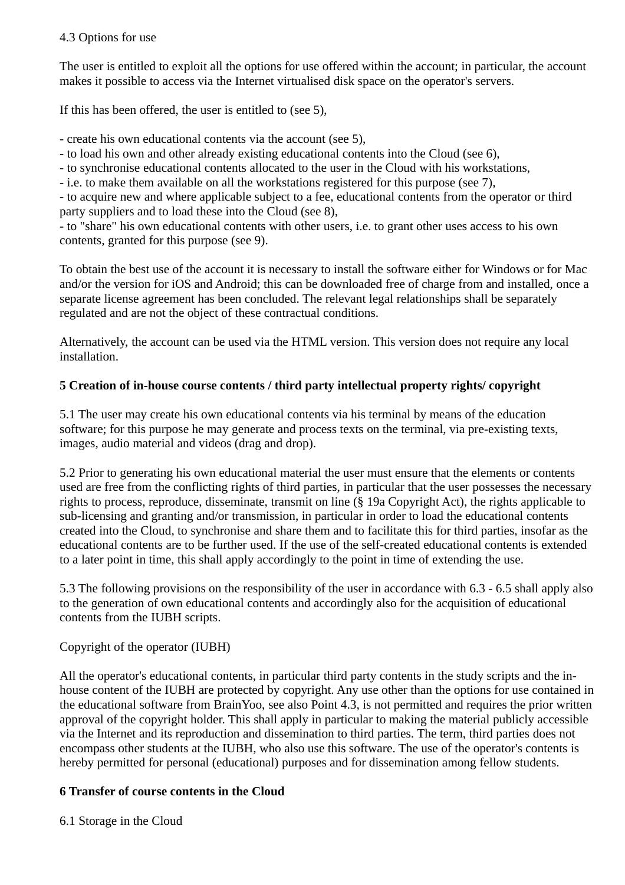4.3 Options for use

The user is entitled to exploit all the options for use offered within the account; in particular, the account makes it possible to access via the Internet virtualised disk space on the operator's servers.

If this has been offered, the user is entitled to (see 5),

- create his own educational contents via the account (see 5),
- to load his own and other already existing educational contents into the Cloud (see 6),
- to synchronise educational contents allocated to the user in the Cloud with his workstations,
- i.e. to make them available on all the workstations registered for this purpose (see 7),
- to acquire new and where applicable subject to a fee, educational contents from the operator or third party suppliers and to load these into the Cloud (see 8),
- to "share" his own educational contents with other users, i.e. to grant other uses access to his own contents, granted for this purpose (see 9).

To obtain the best use of the account it is necessary to install the software either for Windows or for Mac and/or the version for iOS and Android; this can be downloaded free of charge from and installed, once a separate license agreement has been concluded. The relevant legal relationships shall be separately regulated and are not the object of these contractual conditions.

Alternatively, the account can be used via the HTML version. This version does not require any local installation.

**5 Creation of in-house course contents / third party intellectual property rights/ copyright**

5.1 The user may create his own educational contents via his terminal by means of the education software; for this purpose he may generate and process texts on the terminal, via pre-existing texts, images, audio material and videos (drag and drop).

5.2 Prior to generating his own educational material the user must ensure that the elements or contents used are free from the conflicting rights of third parties, in particular that the user possesses the necessary rights to process, reproduce, disseminate, transmit on line (§ 19a Copyright Act), the rights applicable to sub-licensing and granting and/or transmission, in particular in order to load the educational contents created into the Cloud, to synchronise and share them and to facilitate this for third parties, insofar as the educational contents are to be further used. If the use of the self-created educational contents is extended to a later point in time, this shall apply accordingly to the point in time of extending the use.

5.3 The following provisions on the responsibility of the user in accordance with 6.3 - 6.5 shall apply also to the generation of own educational contents and accordingly also for the acquisition of educational contents from the IUBH scripts.

Copyright of the operator (IUBH)

All the operator's educational contents, in particular third party contents in the study scripts and the in-house content of the IUBH are protected by copyright. Any use other than the options for use contained in the educational software from BrainYoo, see also Point 4.3, is not permitted and requires the prior written approval of the copyright holder. This shall apply in particular to making the material publicly accessible via the Internet and its reproduction and dissemination to third parties. The term, third parties does not encompass other students at the IUBH, who also use this software. The use of the operator's contents is hereby permitted for personal (educational) purposes and for dissemination among fellow students.

**6 Transfer of course contents in the Cloud**

6.1 Storage in the Cloud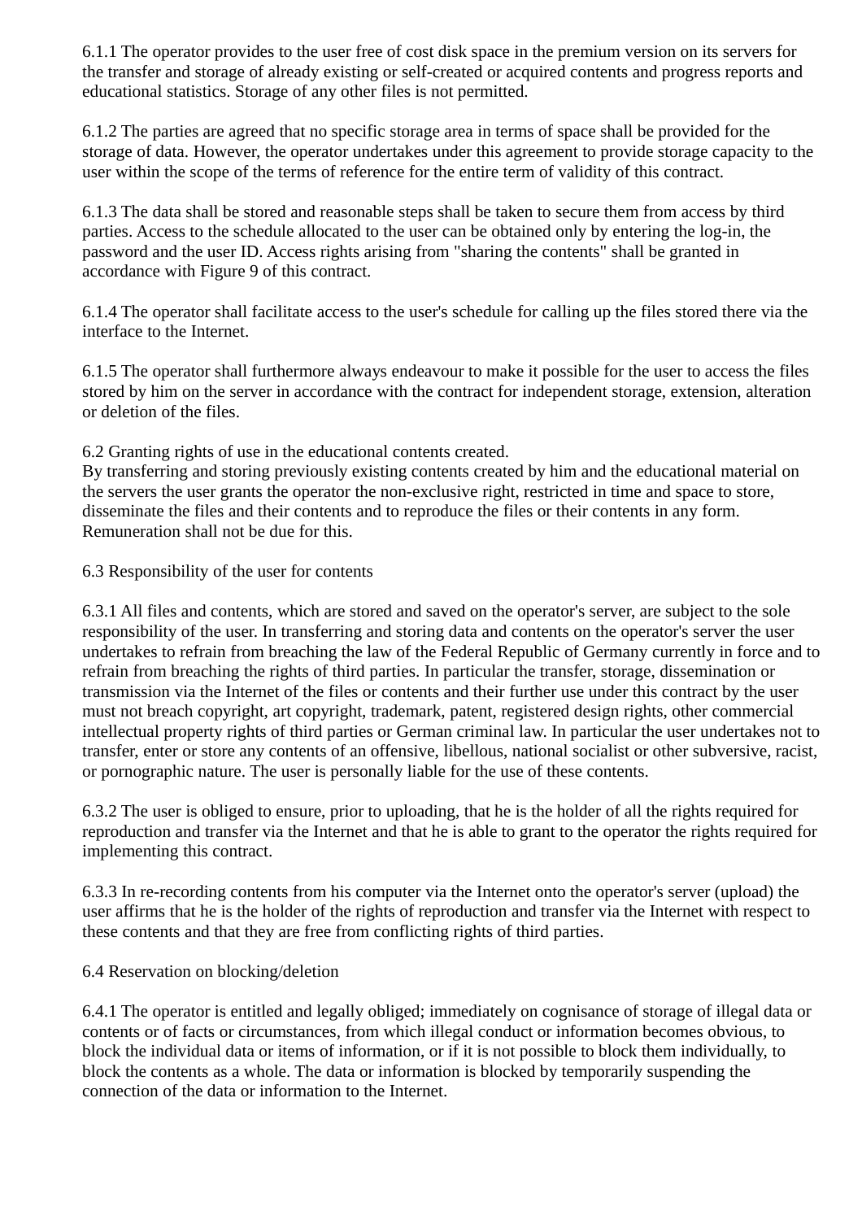6.1.1 The operator provides to the user free of cost disk space in the premium version on its servers for the transfer and storage of already existing or self-created or acquired contents and progress reports and educational statistics. Storage of any other files is not permitted.

6.1.2 The parties are agreed that no specific storage area in terms of space shall be provided for the storage of data. However, the operator undertakes under this agreement to provide storage capacity to the user within the scope of the terms of reference for the entire term of validity of this contract.

6.1.3 The data shall be stored and reasonable steps shall be taken to secure them from access by third parties. Access to the schedule allocated to the user can be obtained only by entering the log-in, the password and the user ID. Access rights arising from "sharing the contents" shall be granted in accordance with Figure 9 of this contract.

6.1.4 The operator shall facilitate access to the user's schedule for calling up the files stored there via the interface to the Internet.

6.1.5 The operator shall furthermore always endeavour to make it possible for the user to access the files stored by him on the server in accordance with the contract for independent storage, extension, alteration or deletion of the files.

6.2 Granting rights of use in the educational contents created.
By transferring and storing previously existing contents created by him and the educational material on the servers the user grants the operator the non-exclusive right, restricted in time and space to store, disseminate the files and their contents and to reproduce the files or their contents in any form. Remuneration shall not be due for this.

6.3 Responsibility of the user for contents

6.3.1 All files and contents, which are stored and saved on the operator's server, are subject to the sole responsibility of the user. In transferring and storing data and contents on the operator's server the user undertakes to refrain from breaching the law of the Federal Republic of Germany currently in force and to refrain from breaching the rights of third parties. In particular the transfer, storage, dissemination or transmission via the Internet of the files or contents and their further use under this contract by the user must not breach copyright, art copyright, trademark, patent, registered design rights, other commercial intellectual property rights of third parties or German criminal law. In particular the user undertakes not to transfer, enter or store any contents of an offensive, libellous, national socialist or other subversive, racist, or pornographic nature. The user is personally liable for the use of these contents.

6.3.2 The user is obliged to ensure, prior to uploading, that he is the holder of all the rights required for reproduction and transfer via the Internet and that he is able to grant to the operator the rights required for implementing this contract.

6.3.3 In re-recording contents from his computer via the Internet onto the operator's server (upload) the user affirms that he is the holder of the rights of reproduction and transfer via the Internet with respect to these contents and that they are free from conflicting rights of third parties.

6.4 Reservation on blocking/deletion

6.4.1 The operator is entitled and legally obliged; immediately on cognisance of storage of illegal data or contents or of facts or circumstances, from which illegal conduct or information becomes obvious, to block the individual data or items of information, or if it is not possible to block them individually, to block the contents as a whole. The data or information is blocked by temporarily suspending the connection of the data or information to the Internet.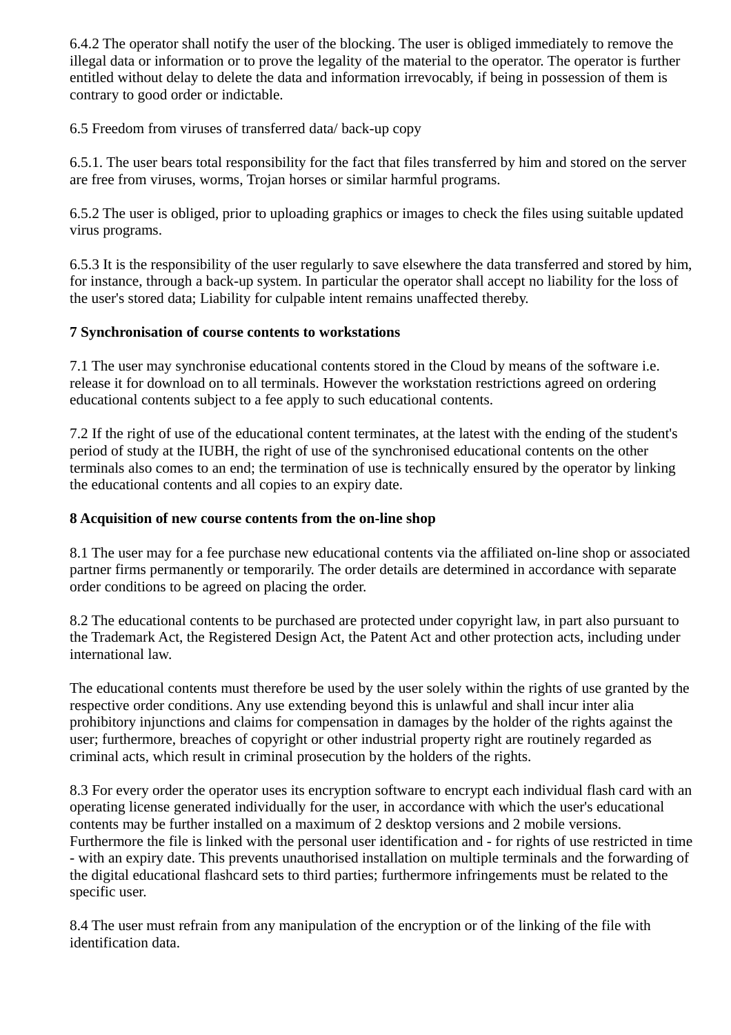6.4.2 The operator shall notify the user of the blocking. The user is obliged immediately to remove the illegal data or information or to prove the legality of the material to the operator. The operator is further entitled without delay to delete the data and information irrevocably, if being in possession of them is contrary to good order or indictable.

6.5 Freedom from viruses of transferred data/ back-up copy

6.5.1. The user bears total responsibility for the fact that files transferred by him and stored on the server are free from viruses, worms, Trojan horses or similar harmful programs.

6.5.2 The user is obliged, prior to uploading graphics or images to check the files using suitable updated virus programs.

6.5.3 It is the responsibility of the user regularly to save elsewhere the data transferred and stored by him, for instance, through a back-up system. In particular the operator shall accept no liability for the loss of the user's stored data; Liability for culpable intent remains unaffected thereby.

**7 Synchronisation of course contents to workstations**

7.1 The user may synchronise educational contents stored in the Cloud by means of the software i.e. release it for download on to all terminals. However the workstation restrictions agreed on ordering educational contents subject to a fee apply to such educational contents.

7.2 If the right of use of the educational content terminates, at the latest with the ending of the student's period of study at the IUBH, the right of use of the synchronised educational contents on the other terminals also comes to an end; the termination of use is technically ensured by the operator by linking the educational contents and all copies to an expiry date.

**8 Acquisition of new course contents from the on-line shop**

8.1 The user may for a fee purchase new educational contents via the affiliated on-line shop or associated partner firms permanently or temporarily. The order details are determined in accordance with separate order conditions to be agreed on placing the order.

8.2 The educational contents to be purchased are protected under copyright law, in part also pursuant to the Trademark Act, the Registered Design Act, the Patent Act and other protection acts, including under international law.

The educational contents must therefore be used by the user solely within the rights of use granted by the respective order conditions. Any use extending beyond this is unlawful and shall incur inter alia prohibitory injunctions and claims for compensation in damages by the holder of the rights against the user; furthermore, breaches of copyright or other industrial property right are routinely regarded as criminal acts, which result in criminal prosecution by the holders of the rights.

8.3 For every order the operator uses its encryption software to encrypt each individual flash card with an operating license generated individually for the user, in accordance with which the user's educational contents may be further installed on a maximum of 2 desktop versions and 2 mobile versions. Furthermore the file is linked with the personal user identification and - for rights of use restricted in time - with an expiry date. This prevents unauthorised installation on multiple terminals and the forwarding of the digital educational flashcard sets to third parties; furthermore infringements must be related to the specific user.

8.4 The user must refrain from any manipulation of the encryption or of the linking of the file with identification data.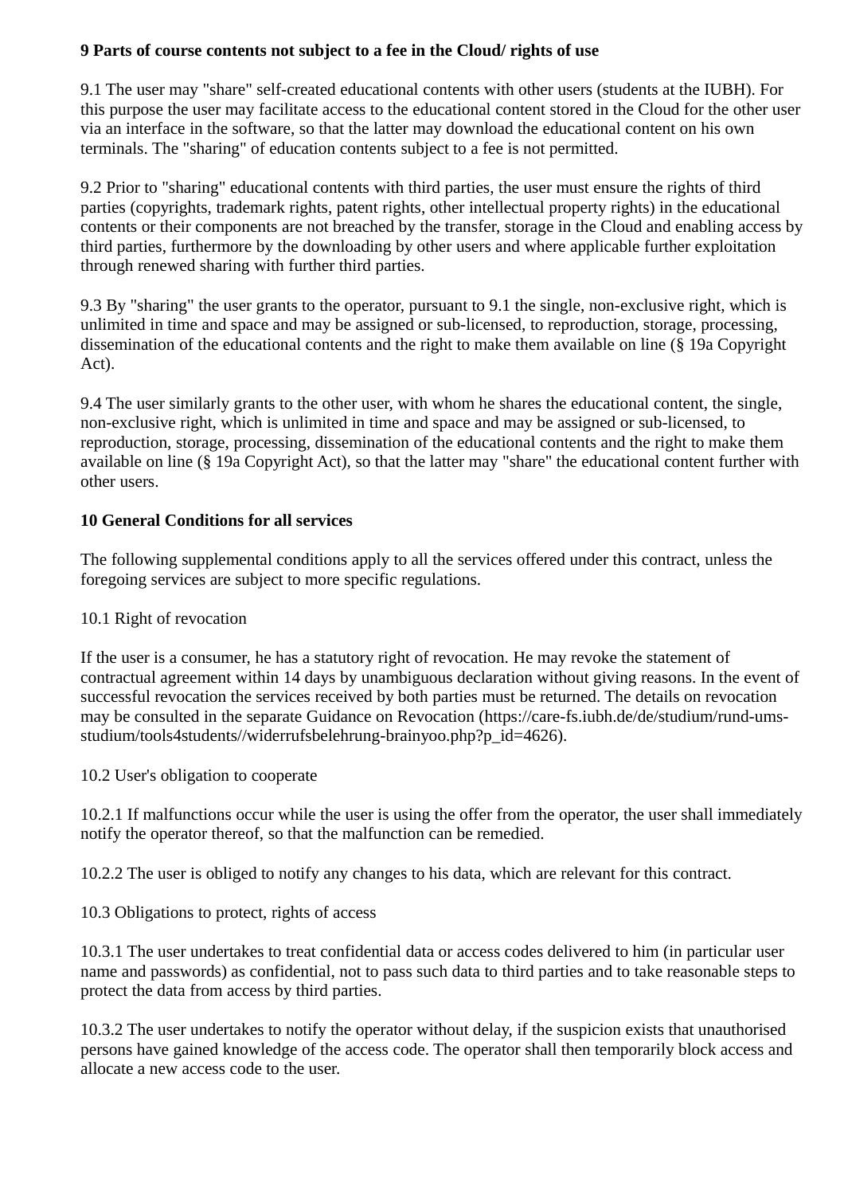**9 Parts of course contents not subject to a fee in the Cloud/ rights of use**

9.1 The user may "share" self-created educational contents with other users (students at the IUBH). For this purpose the user may facilitate access to the educational content stored in the Cloud for the other user via an interface in the software, so that the latter may download the educational content on his own terminals. The "sharing" of education contents subject to a fee is not permitted.

9.2 Prior to "sharing" educational contents with third parties, the user must ensure the rights of third parties (copyrights, trademark rights, patent rights, other intellectual property rights) in the educational contents or their components are not breached by the transfer, storage in the Cloud and enabling access by third parties, furthermore by the downloading by other users and where applicable further exploitation through renewed sharing with further third parties.

9.3 By "sharing" the user grants to the operator, pursuant to 9.1 the single, non-exclusive right, which is unlimited in time and space and may be assigned or sub-licensed, to reproduction, storage, processing, dissemination of the educational contents and the right to make them available on line (§ 19a Copyright Act).

9.4 The user similarly grants to the other user, with whom he shares the educational content, the single, non-exclusive right, which is unlimited in time and space and may be assigned or sub-licensed, to reproduction, storage, processing, dissemination of the educational contents and the right to make them available on line (§ 19a Copyright Act), so that the latter may "share" the educational content further with other users.

**10 General Conditions for all services**

The following supplemental conditions apply to all the services offered under this contract, unless the foregoing services are subject to more specific regulations.

10.1 Right of revocation

If the user is a consumer, he has a statutory right of revocation. He may revoke the statement of contractual agreement within 14 days by unambiguous declaration without giving reasons. In the event of successful revocation the services received by both parties must be returned. The details on revocation may be consulted in the separate Guidance on Revocation (https://care-fs.iubh.de/de/studium/rund-ums-studium/tools4students//widerrufsbelehrung-brainyoo.php?p_id=4626).

10.2 User's obligation to cooperate

10.2.1 If malfunctions occur while the user is using the offer from the operator, the user shall immediately notify the operator thereof, so that the malfunction can be remedied.

10.2.2 The user is obliged to notify any changes to his data, which are relevant for this contract.

10.3 Obligations to protect, rights of access

10.3.1 The user undertakes to treat confidential data or access codes delivered to him (in particular user name and passwords) as confidential, not to pass such data to third parties and to take reasonable steps to protect the data from access by third parties.

10.3.2 The user undertakes to notify the operator without delay, if the suspicion exists that unauthorised persons have gained knowledge of the access code. The operator shall then temporarily block access and allocate a new access code to the user.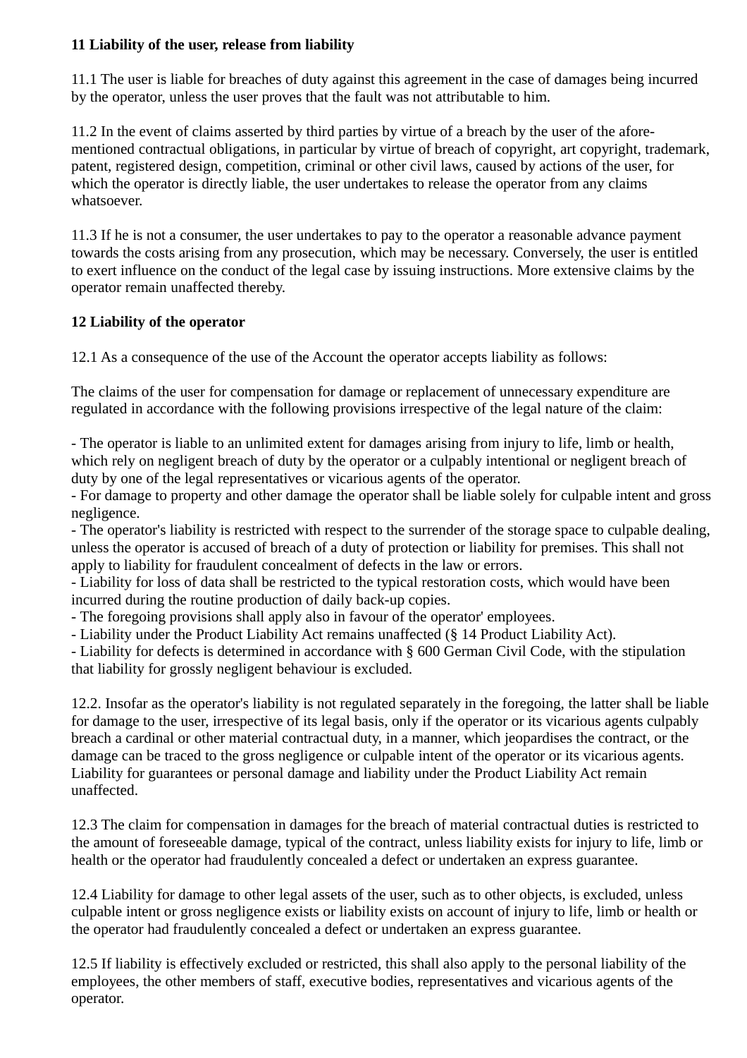**11 Liability of the user, release from liability**

11.1 The user is liable for breaches of duty against this agreement in the case of damages being incurred by the operator, unless the user proves that the fault was not attributable to him.

11.2 In the event of claims asserted by third parties by virtue of a breach by the user of the afore-mentioned contractual obligations, in particular by virtue of breach of copyright, art copyright, trademark, patent, registered design, competition, criminal or other civil laws, caused by actions of the user, for which the operator is directly liable, the user undertakes to release the operator from any claims whatsoever.

11.3 If he is not a consumer, the user undertakes to pay to the operator a reasonable advance payment towards the costs arising from any prosecution, which may be necessary. Conversely, the user is entitled to exert influence on the conduct of the legal case by issuing instructions. More extensive claims by the operator remain unaffected thereby.

**12 Liability of the operator**

12.1 As a consequence of the use of the Account the operator accepts liability as follows:

The claims of the user for compensation for damage or replacement of unnecessary expenditure are regulated in accordance with the following provisions irrespective of the legal nature of the claim:

- The operator is liable to an unlimited extent for damages arising from injury to life, limb or health, which rely on negligent breach of duty by the operator or a culpably intentional or negligent breach of duty by one of the legal representatives or vicarious agents of the operator.
- For damage to property and other damage the operator shall be liable solely for culpable intent and gross negligence.
- The operator's liability is restricted with respect to the surrender of the storage space to culpable dealing, unless the operator is accused of breach of a duty of protection or liability for premises. This shall not apply to liability for fraudulent concealment of defects in the law or errors.
- Liability for loss of data shall be restricted to the typical restoration costs, which would have been incurred during the routine production of daily back-up copies.
- The foregoing provisions shall apply also in favour of the operator' employees.
- Liability under the Product Liability Act remains unaffected (§ 14 Product Liability Act).
- Liability for defects is determined in accordance with § 600 German Civil Code, with the stipulation that liability for grossly negligent behaviour is excluded.

12.2. Insofar as the operator's liability is not regulated separately in the foregoing, the latter shall be liable for damage to the user, irrespective of its legal basis, only if the operator or its vicarious agents culpably breach a cardinal or other material contractual duty, in a manner, which jeopardises the contract, or the damage can be traced to the gross negligence or culpable intent of the operator or its vicarious agents. Liability for guarantees or personal damage and liability under the Product Liability Act remain unaffected.

12.3 The claim for compensation in damages for the breach of material contractual duties is restricted to the amount of foreseeable damage, typical of the contract, unless liability exists for injury to life, limb or health or the operator had fraudulently concealed a defect or undertaken an express guarantee.

12.4 Liability for damage to other legal assets of the user, such as to other objects, is excluded, unless culpable intent or gross negligence exists or liability exists on account of injury to life, limb or health or the operator had fraudulently concealed a defect or undertaken an express guarantee.

12.5 If liability is effectively excluded or restricted, this shall also apply to the personal liability of the employees, the other members of staff, executive bodies, representatives and vicarious agents of the operator.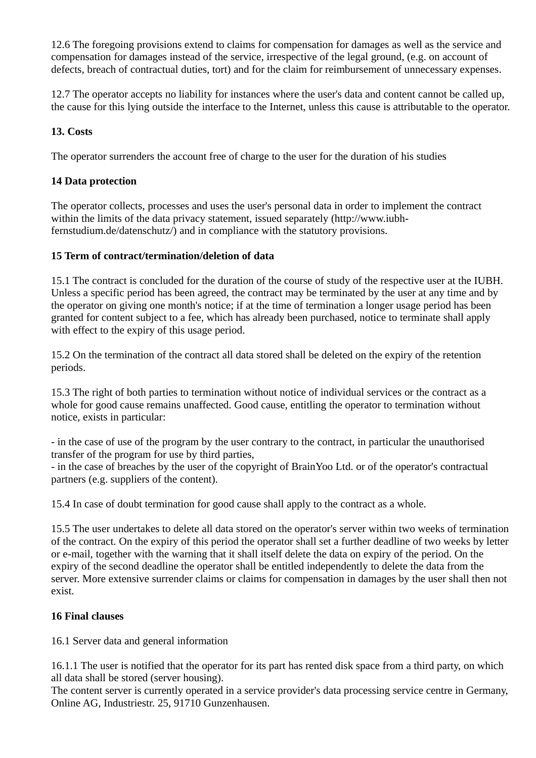12.6 The foregoing provisions extend to claims for compensation for damages as well as the service and compensation for damages instead of the service, irrespective of the legal ground, (e.g. on account of defects, breach of contractual duties, tort) and for the claim for reimbursement of unnecessary expenses.

12.7 The operator accepts no liability for instances where the user's data and content cannot be called up, the cause for this lying outside the interface to the Internet, unless this cause is attributable to the operator.

**13. Costs**

The operator surrenders the account free of charge to the user for the duration of his studies

**14 Data protection**

The operator collects, processes and uses the user's personal data in order to implement the contract within the limits of the data privacy statement, issued separately (http://www.iubh-fernstudium.de/datenschutz/) and in compliance with the statutory provisions.

**15 Term of contract/termination/deletion of data**

15.1 The contract is concluded for the duration of the course of study of the respective user at the IUBH. Unless a specific period has been agreed, the contract may be terminated by the user at any time and by the operator on giving one month's notice; if at the time of termination a longer usage period has been granted for content subject to a fee, which has already been purchased, notice to terminate shall apply with effect to the expiry of this usage period.

15.2 On the termination of the contract all data stored shall be deleted on the expiry of the retention periods.

15.3 The right of both parties to termination without notice of individual services or the contract as a whole for good cause remains unaffected. Good cause, entitling the operator to termination without notice, exists in particular:

- in the case of use of the program by the user contrary to the contract, in particular the unauthorised transfer of the program for use by third parties,
- in the case of breaches by the user of the copyright of BrainYoo Ltd. or of the operator's contractual partners (e.g. suppliers of the content).

15.4 In case of doubt termination for good cause shall apply to the contract as a whole.

15.5 The user undertakes to delete all data stored on the operator's server within two weeks of termination of the contract. On the expiry of this period the operator shall set a further deadline of two weeks by letter or e-mail, together with the warning that it shall itself delete the data on expiry of the period. On the expiry of the second deadline the operator shall be entitled independently to delete the data from the server. More extensive surrender claims or claims for compensation in damages by the user shall then not exist.

**16 Final clauses**

16.1 Server data and general information

16.1.1 The user is notified that the operator for its part has rented disk space from a third party, on which all data shall be stored (server housing).
The content server is currently operated in a service provider's data processing service centre in Germany, Online AG, Industriestr. 25, 91710 Gunzenhausen.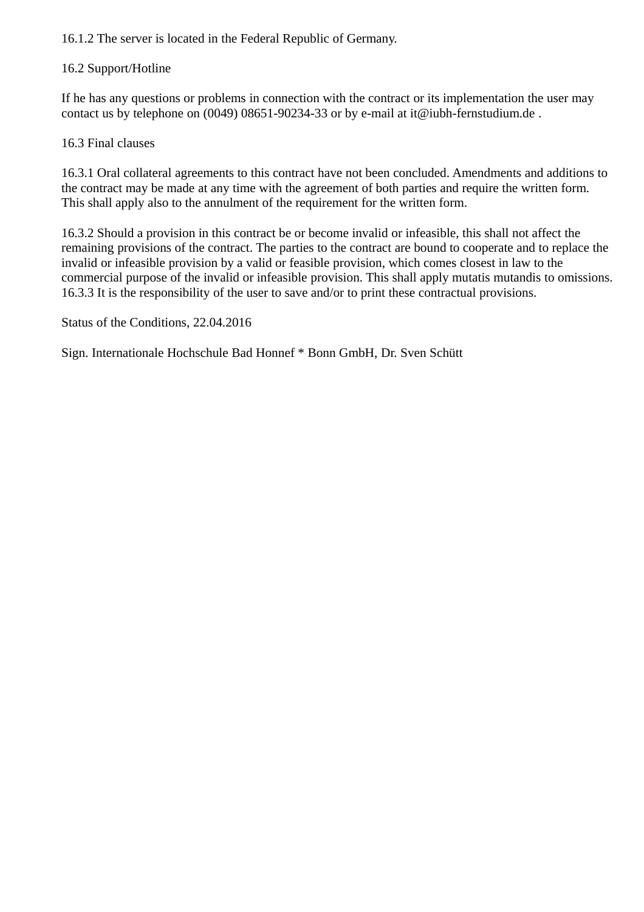16.1.2 The server is located in the Federal Republic of Germany.

16.2 Support/Hotline

If he has any questions or problems in connection with the contract or its implementation the user may contact us by telephone on (0049) 08651-90234-33 or by e-mail at it@iubh-fernstudium.de .

16.3 Final clauses

16.3.1 Oral collateral agreements to this contract have not been concluded. Amendments and additions to the contract may be made at any time with the agreement of both parties and require the written form. This shall apply also to the annulment of the requirement for the written form.

16.3.2 Should a provision in this contract be or become invalid or infeasible, this shall not affect the remaining provisions of the contract. The parties to the contract are bound to cooperate and to replace the invalid or infeasible provision by a valid or feasible provision, which comes closest in law to the commercial purpose of the invalid or infeasible provision. This shall apply mutatis mutandis to omissions.
16.3.3 It is the responsibility of the user to save and/or to print these contractual provisions.

Status of the Conditions, 22.04.2016

Sign. Internationale Hochschule Bad Honnef * Bonn GmbH, Dr. Sven Schütt